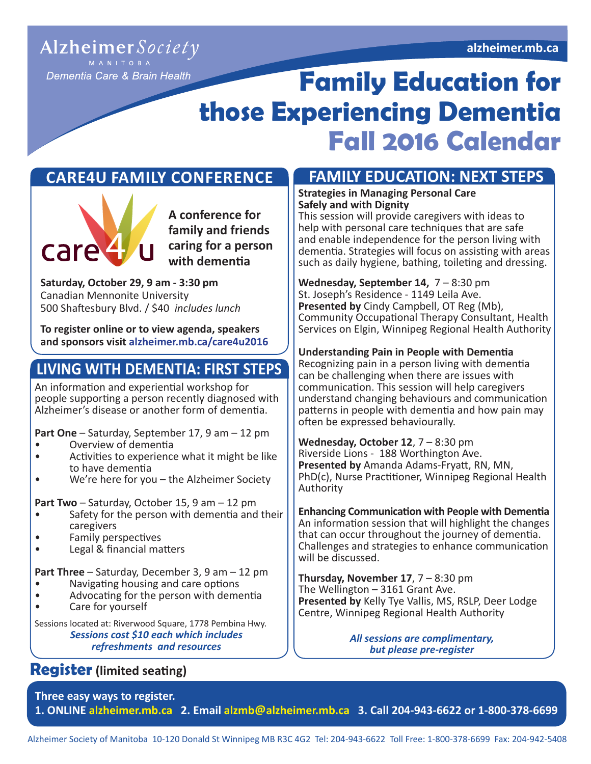Alzheimer Society
MANITOBA
*Dementia Care & Brain Health*

alzheimer.mb.ca

# Family Education for those Experiencing Dementia
# Fall 2016 Calendar

## CARE4U FAMILY CONFERENCE

care4u

**A conference for family and friends caring for a person with dementia**

**Saturday, October 29, 9 am - 3:30 pm**
Canadian Mennonite University
500 Shaftesbury Blvd. / $40 *includes lunch*

**To register online or to view agenda, speakers and sponsors visit alzheimer.mb.ca/care4u2016**

## LIVING WITH DEMENTIA: FIRST STEPS

An information and experiential workshop for people supporting a person recently diagnosed with Alzheimer's disease or another form of dementia.

**Part One** – Saturday, September 17, 9 am – 12 pm

- Overview of dementia
- Activities to experience what it might be like to have dementia
- We're here for you – the Alzheimer Society

**Part Two** – Saturday, October 15, 9 am – 12 pm

- Safety for the person with dementia and their caregivers
- Family perspectives
- Legal & financial matters

**Part Three** – Saturday, December 3, 9 am – 12 pm

- Navigating housing and care options
- Advocating for the person with dementia
- Care for yourself

Sessions located at: Riverwood Square, 1778 Pembina Hwy.
***Sessions cost $10 each which includes refreshments and resources***

## FAMILY EDUCATION: NEXT STEPS

**Strategies in Managing Personal Care Safely and with Dignity**
This session will provide caregivers with ideas to help with personal care techniques that are safe and enable independence for the person living with dementia. Strategies will focus on assisting with areas such as daily hygiene, bathing, toileting and dressing.

**Wednesday, September 14,** 7 – 8:30 pm
St. Joseph's Residence - 1149 Leila Ave.
**Presented by** Cindy Campbell, OT Reg (Mb), Community Occupational Therapy Consultant, Health Services on Elgin, Winnipeg Regional Health Authority

**Understanding Pain in People with Dementia**
Recognizing pain in a person living with dementia can be challenging when there are issues with communication. This session will help caregivers understand changing behaviours and communication patterns in people with dementia and how pain may often be expressed behaviourally.

**Wednesday, October 12**, 7 – 8:30 pm
Riverside Lions - 188 Worthington Ave.
**Presented by** Amanda Adams-Fryatt, RN, MN, PhD(c), Nurse Practitioner, Winnipeg Regional Health Authority

**Enhancing Communication with People with Dementia**
An information session that will highlight the changes that can occur throughout the journey of dementia. Challenges and strategies to enhance communication will be discussed.

**Thursday, November 17**, 7 – 8:30 pm
The Wellington – 3161 Grant Ave.
**Presented by** Kelly Tye Vallis, MS, RSLP, Deer Lodge Centre, Winnipeg Regional Health Authority

***All sessions are complimentary, but please pre-register***

## Register (limited seating)

**Three easy ways to register.**
**1. ONLINE alzheimer.mb.ca 2. Email alzmb@alzheimer.mb.ca 3. Call 204-943-6622 or 1-800-378-6699**

Alzheimer Society of Manitoba 10-120 Donald St Winnipeg MB R3C 4G2 Tel: 204-943-6622 Toll Free: 1-800-378-6699 Fax: 204-942-5408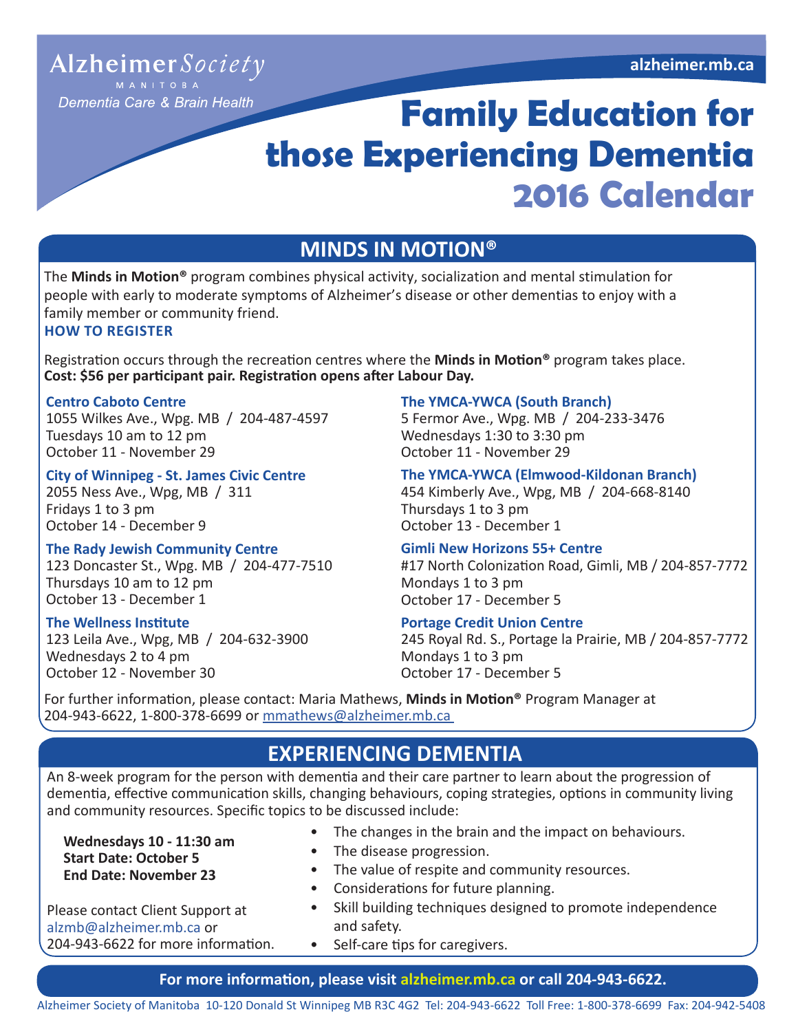Alzheimer Society
MANITOBA
*Dementia Care & Brain Health*

alzheimer.mb.ca

# Family Education for those Experiencing Dementia 2016 Calendar

## MINDS IN MOTION®

The **Minds in Motion®** program combines physical activity, socialization and mental stimulation for people with early to moderate symptoms of Alzheimer's disease or other dementias to enjoy with a family member or community friend.

**HOW TO REGISTER**

Registration occurs through the recreation centres where the **Minds in Motion®** program takes place.
**Cost: $56 per participant pair. Registration opens after Labour Day.**

**Centro Caboto Centre**
1055 Wilkes Ave., Wpg. MB / 204-487-4597
Tuesdays 10 am to 12 pm
October 11 - November 29

**City of Winnipeg - St. James Civic Centre**
2055 Ness Ave., Wpg, MB / 311
Fridays 1 to 3 pm
October 14 - December 9

**The Rady Jewish Community Centre**
123 Doncaster St., Wpg. MB / 204-477-7510
Thursdays 10 am to 12 pm
October 13 - December 1

**The Wellness Institute**
123 Leila Ave., Wpg, MB / 204-632-3900
Wednesdays 2 to 4 pm
October 12 - November 30

**The YMCA-YWCA (South Branch)**
5 Fermor Ave., Wpg. MB / 204-233-3476
Wednesdays 1:30 to 3:30 pm
October 11 - November 29

**The YMCA-YWCA (Elmwood-Kildonan Branch)**
454 Kimberly Ave., Wpg, MB / 204-668-8140
Thursdays 1 to 3 pm
October 13 - December 1

**Gimli New Horizons 55+ Centre**
#17 North Colonization Road, Gimli, MB / 204-857-7772
Mondays 1 to 3 pm
October 17 - December 5

**Portage Credit Union Centre**
245 Royal Rd. S., Portage la Prairie, MB / 204-857-7772
Mondays 1 to 3 pm
October 17 - December 5

For further information, please contact: Maria Mathews, **Minds in Motion®** Program Manager at 204-943-6622, 1-800-378-6699 or mmathews@alzheimer.mb.ca

## EXPERIENCING DEMENTIA

An 8-week program for the person with dementia and their care partner to learn about the progression of dementia, effective communication skills, changing behaviours, coping strategies, options in community living and community resources. Specific topics to be discussed include:

**Wednesdays 10 - 11:30 am**
**Start Date: October 5**
**End Date: November 23**

Please contact Client Support at alzmb@alzheimer.mb.ca or 204-943-6622 for more information.

- The changes in the brain and the impact on behaviours.
- The disease progression.
- The value of respite and community resources.
- Considerations for future planning.
- Skill building techniques designed to promote independence and safety.
- Self-care tips for caregivers.

**For more information, please visit alzheimer.mb.ca or call 204-943-6622.**

Alzheimer Society of Manitoba 10-120 Donald St Winnipeg MB R3C 4G2 Tel: 204-943-6622 Toll Free: 1-800-378-6699 Fax: 204-942-5408